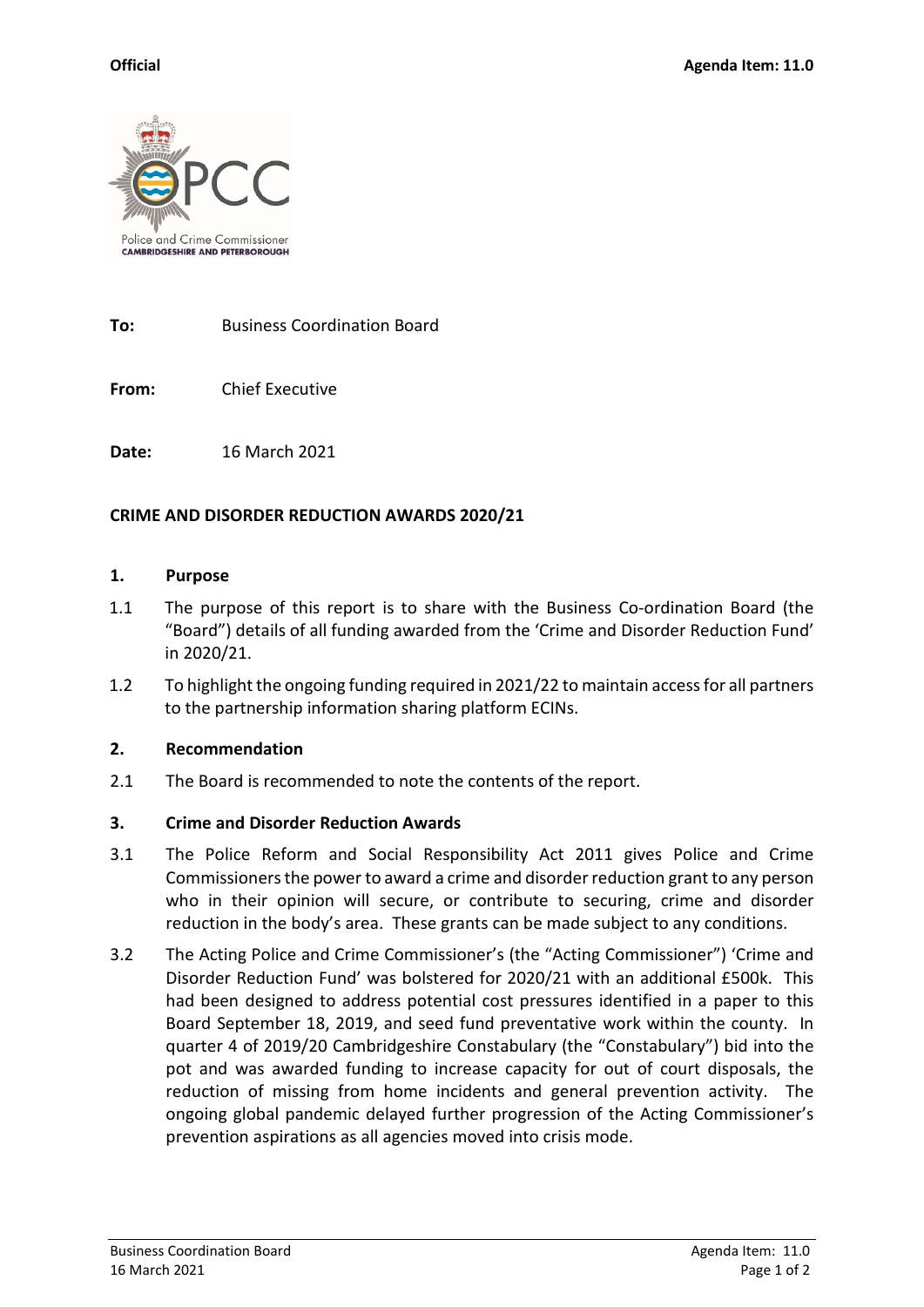**Official** **Agenda Item: 11.0**

**To:** Business Coordination Board

**From:** Chief Executive

**Date:** 16 March 2021

**CRIME AND DISORDER REDUCTION AWARDS 2020/21**

**1. Purpose**

1.1 The purpose of this report is to share with the Business Co-ordination Board (the "Board") details of all funding awarded from the 'Crime and Disorder Reduction Fund' in 2020/21.

1.2 To highlight the ongoing funding required in 2021/22 to maintain access for all partners to the partnership information sharing platform ECINs.

**2. Recommendation**

2.1 The Board is recommended to note the contents of the report.

**3. Crime and Disorder Reduction Awards**

3.1 The Police Reform and Social Responsibility Act 2011 gives Police and Crime Commissioners the power to award a crime and disorder reduction grant to any person who in their opinion will secure, or contribute to securing, crime and disorder reduction in the body's area. These grants can be made subject to any conditions.

3.2 The Acting Police and Crime Commissioner's (the "Acting Commissioner") 'Crime and Disorder Reduction Fund' was bolstered for 2020/21 with an additional £500k. This had been designed to address potential cost pressures identified in a paper to this Board September 18, 2019, and seed fund preventative work within the county. In quarter 4 of 2019/20 Cambridgeshire Constabulary (the "Constabulary") bid into the pot and was awarded funding to increase capacity for out of court disposals, the reduction of missing from home incidents and general prevention activity. The ongoing global pandemic delayed further progression of the Acting Commissioner's prevention aspirations as all agencies moved into crisis mode.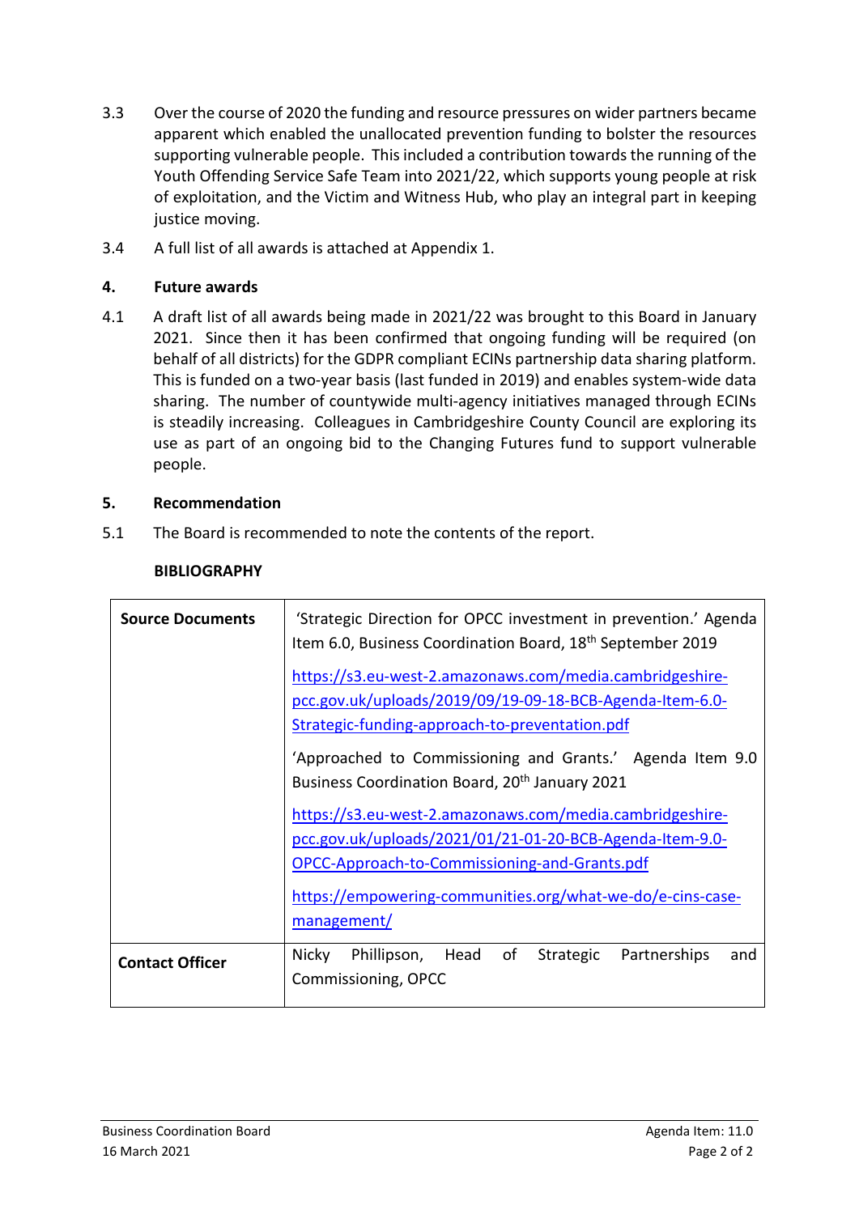3.3 Over the course of 2020 the funding and resource pressures on wider partners became apparent which enabled the unallocated prevention funding to bolster the resources supporting vulnerable people. This included a contribution towards the running of the Youth Offending Service Safe Team into 2021/22, which supports young people at risk of exploitation, and the Victim and Witness Hub, who play an integral part in keeping justice moving.

3.4 A full list of all awards is attached at Appendix 1.

## 4. Future awards

4.1 A draft list of all awards being made in 2021/22 was brought to this Board in January 2021. Since then it has been confirmed that ongoing funding will be required (on behalf of all districts) for the GDPR compliant ECINs partnership data sharing platform. This is funded on a two-year basis (last funded in 2019) and enables system-wide data sharing. The number of countywide multi-agency initiatives managed through ECINs is steadily increasing. Colleagues in Cambridgeshire County Council are exploring its use as part of an ongoing bid to the Changing Futures fund to support vulnerable people.

## 5. Recommendation

5.1 The Board is recommended to note the contents of the report.

**BIBLIOGRAPHY**

| | |
|---|---|
| **Source Documents** | 'Strategic Direction for OPCC investment in prevention.' Agenda Item 6.0, Business Coordination Board, 18th September 2019<br><br>https://s3.eu-west-2.amazonaws.com/media.cambridgeshire-pcc.gov.uk/uploads/2019/09/19-09-18-BCB-Agenda-Item-6.0-Strategic-funding-approach-to-preventation.pdf<br><br>'Approached to Commissioning and Grants.' Agenda Item 9.0 Business Coordination Board, 20th January 2021<br><br>https://s3.eu-west-2.amazonaws.com/media.cambridgeshire-pcc.gov.uk/uploads/2021/01/21-01-20-BCB-Agenda-Item-9.0-OPCC-Approach-to-Commissioning-and-Grants.pdf<br><br>https://empowering-communities.org/what-we-do/e-cins-case-management/ |
| **Contact Officer** | Nicky Phillipson, Head of Strategic Partnerships and Commissioning, OPCC |